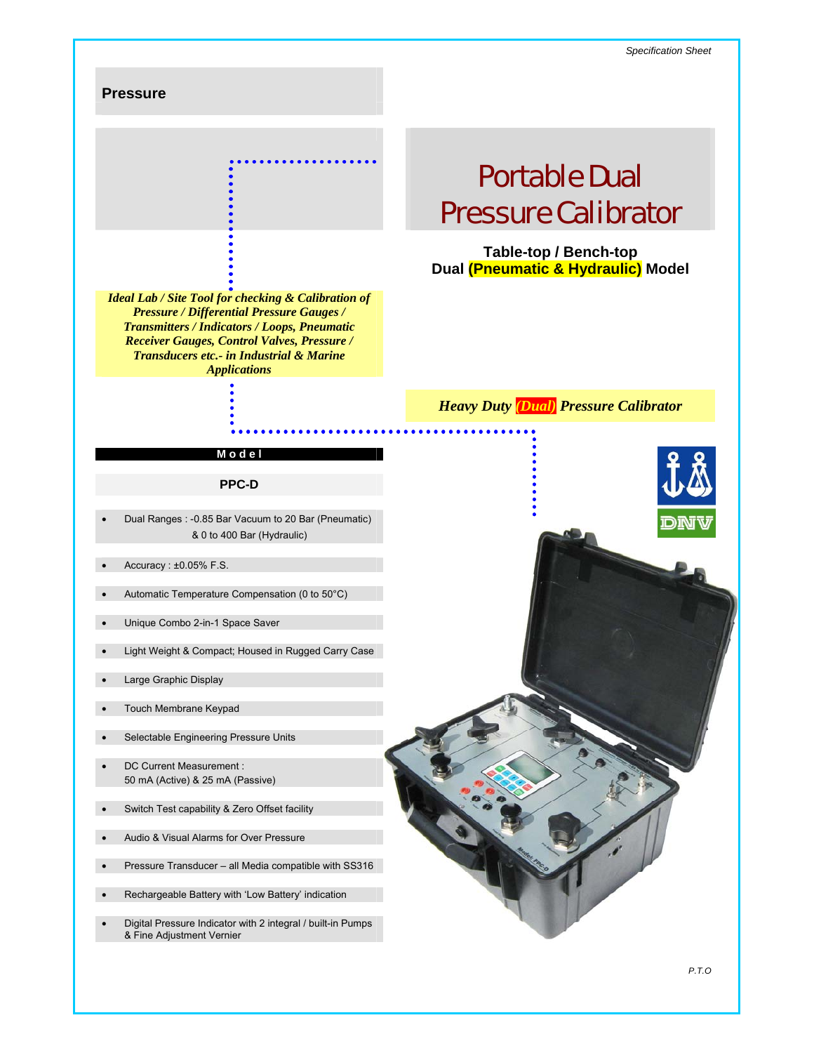Specification Sheet

## Pressure

# Portable Dual Pressure Calibrator

**Table-top / Bench-top**
**Dual (Pneumatic & Hydraulic) Model**

***Ideal Lab / Site Tool for checking & Calibration of Pressure / Differential Pressure Gauges / Transmitters / Indicators / Loops, Pneumatic Receiver Gauges, Control Valves, Pressure / Transducers etc.- in Industrial & Marine Applications***

***Heavy Duty (Dual) Pressure Calibrator***

**Model**

**PPC-D**

- Dual Ranges : -0.85 Bar Vacuum to 20 Bar (Pneumatic) & 0 to 400 Bar (Hydraulic)
- Accuracy : ±0.05% F.S.
- Automatic Temperature Compensation (0 to 50°C)
- Unique Combo 2-in-1 Space Saver
- Light Weight & Compact; Housed in Rugged Carry Case
- Large Graphic Display
- Touch Membrane Keypad
- Selectable Engineering Pressure Units
- DC Current Measurement : 50 mA (Active) & 25 mA (Passive)
- Switch Test capability & Zero Offset facility
- Audio & Visual Alarms for Over Pressure
- Pressure Transducer – all Media compatible with SS316
- Rechargeable Battery with 'Low Battery' indication
- Digital Pressure Indicator with 2 integral / built-in Pumps & Fine Adjustment Vernier

P.T.O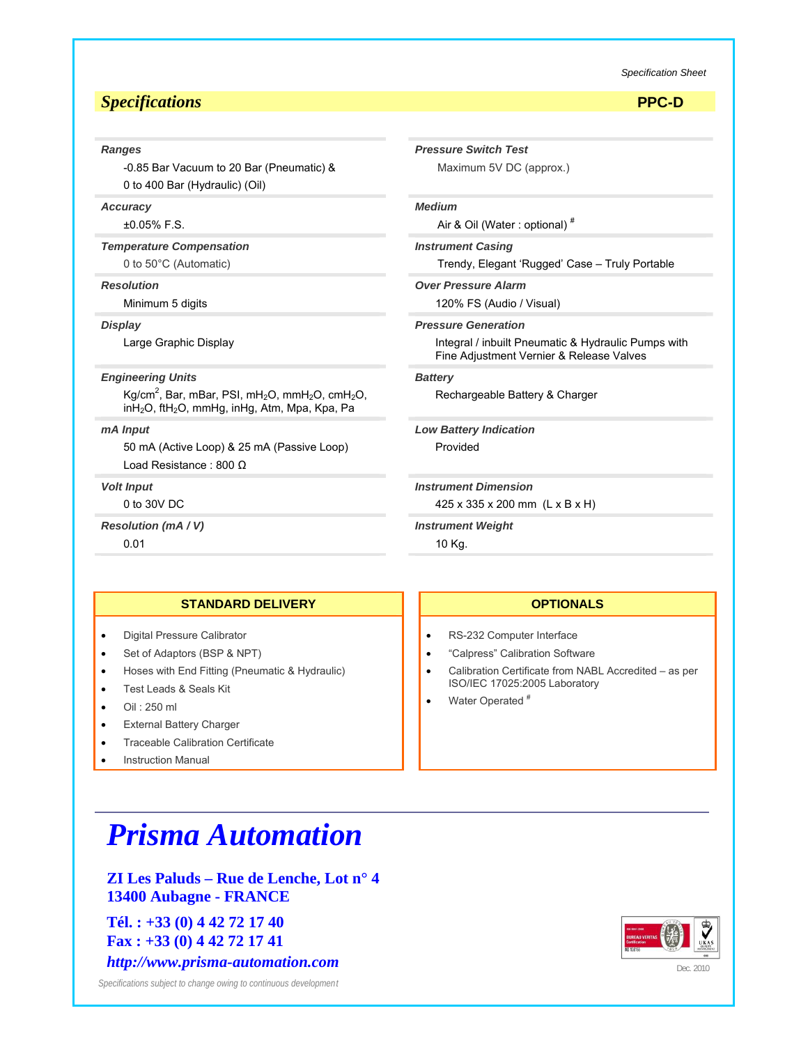Specification Sheet

## Specifications — PPC-D

***Ranges***
-0.85 Bar Vacuum to 20 Bar (Pneumatic) &
0 to 400 Bar (Hydraulic) (Oil)

***Accuracy***
±0.05% F.S.

***Temperature Compensation***
0 to 50°C (Automatic)

***Resolution***
Minimum 5 digits

***Display***
Large Graphic Display

***Engineering Units***
Kg/cm$^2$, Bar, mBar, PSI, m$H_2O$, mm$H_2O$, cm$H_2O$, in$H_2O$, ft$H_2O$, mmHg, inHg, Atm, Mpa, Kpa, Pa

***mA Input***
50 mA (Active Loop) & 25 mA (Passive Loop)
Load Resistance : 800 Ω

***Volt Input***
0 to 30V DC

***Resolution (mA / V)***
0.01

***Pressure Switch Test***
Maximum 5V DC (approx.)

***Medium***
Air & Oil (Water : optional) #

***Instrument Casing***
Trendy, Elegant 'Rugged' Case – Truly Portable

***Over Pressure Alarm***
120% FS (Audio / Visual)

***Pressure Generation***
Integral / inbuilt Pneumatic & Hydraulic Pumps with Fine Adjustment Vernier & Release Valves

***Battery***
Rechargeable Battery & Charger

***Low Battery Indication***
Provided

***Instrument Dimension***
425 x 335 x 200 mm (L x B x H)

***Instrument Weight***
10 Kg.

### STANDARD DELIVERY

- Digital Pressure Calibrator
- Set of Adaptors (BSP & NPT)
- Hoses with End Fitting (Pneumatic & Hydraulic)
- Test Leads & Seals Kit
- Oil : 250 ml
- External Battery Charger
- Traceable Calibration Certificate
- Instruction Manual

### OPTIONALS

- RS-232 Computer Interface
- "Calpress" Calibration Software
- Calibration Certificate from NABL Accredited – as per ISO/IEC 17025:2005 Laboratory
- Water Operated #

# *Prisma Automation*

**ZI Les Paluds – Rue de Lenche, Lot n° 4**
**13400 Aubagne - FRANCE**

**Tél. : +33 (0) 4 42 72 17 40**
**Fax : +33 (0) 4 42 72 17 41**
***http://www.prisma-automation.com***

Dec. 2010

*Specifications subject to change owing to continuous development*